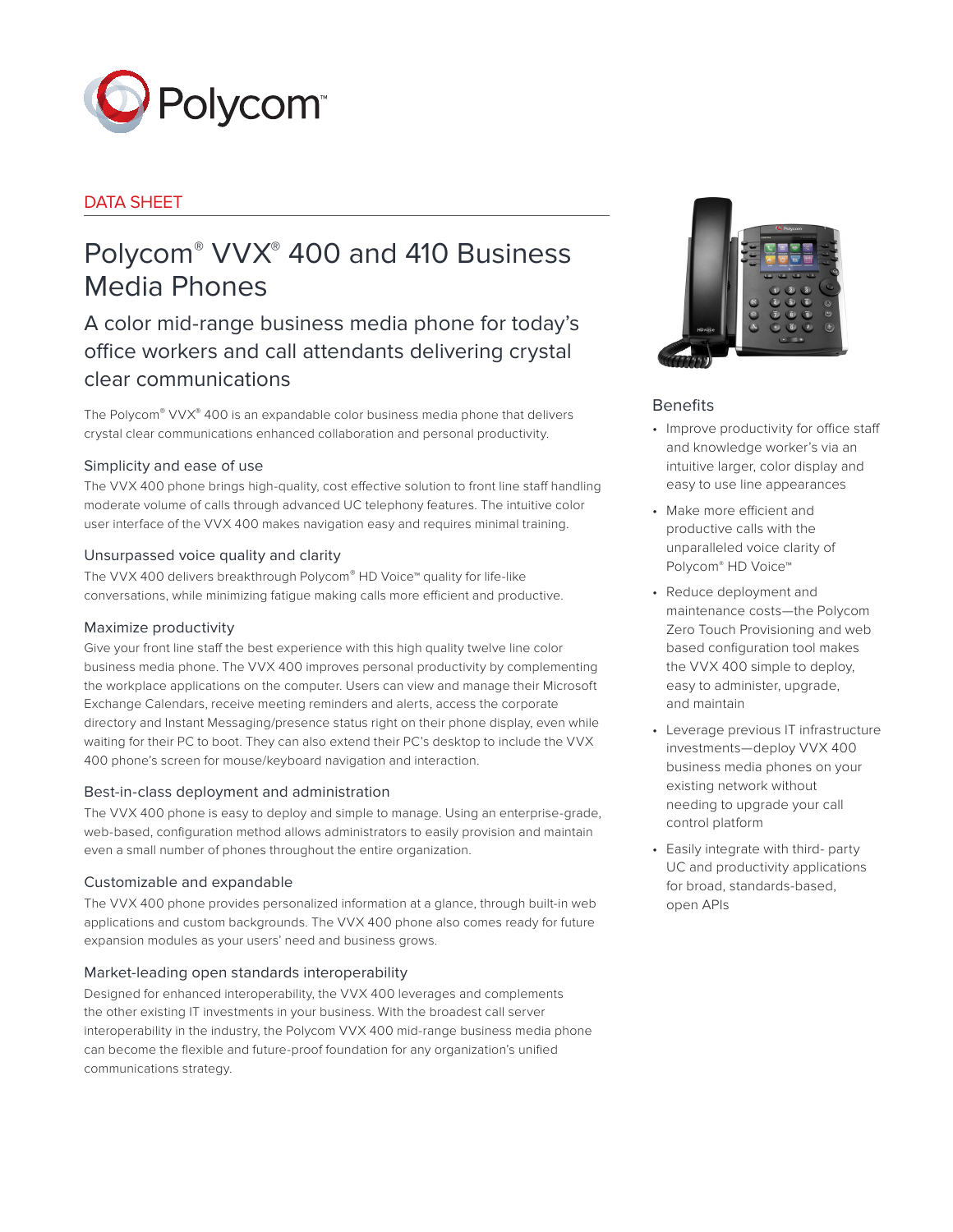DATA SHEET

# Polycom® VVX® 400 and 410 Business Media Phones

## A color mid-range business media phone for today's office workers and call attendants delivering crystal clear communications

The Polycom® VVX® 400 is an expandable color business media phone that delivers crystal clear communications enhanced collaboration and personal productivity.

### Simplicity and ease of use

The VVX 400 phone brings high-quality, cost effective solution to front line staff handling moderate volume of calls through advanced UC telephony features. The intuitive color user interface of the VVX 400 makes navigation easy and requires minimal training.

### Unsurpassed voice quality and clarity

The VVX 400 delivers breakthrough Polycom® HD Voice™ quality for life-like conversations, while minimizing fatigue making calls more efficient and productive.

### Maximize productivity

Give your front line staff the best experience with this high quality twelve line color business media phone. The VVX 400 improves personal productivity by complementing the workplace applications on the computer. Users can view and manage their Microsoft Exchange Calendars, receive meeting reminders and alerts, access the corporate directory and Instant Messaging/presence status right on their phone display, even while waiting for their PC to boot. They can also extend their PC's desktop to include the VVX 400 phone's screen for mouse/keyboard navigation and interaction.

### Best-in-class deployment and administration

The VVX 400 phone is easy to deploy and simple to manage. Using an enterprise-grade, web-based, configuration method allows administrators to easily provision and maintain even a small number of phones throughout the entire organization.

### Customizable and expandable

The VVX 400 phone provides personalized information at a glance, through built-in web applications and custom backgrounds. The VVX 400 phone also comes ready for future expansion modules as your users' need and business grows.

### Market-leading open standards interoperability

Designed for enhanced interoperability, the VVX 400 leverages and complements the other existing IT investments in your business. With the broadest call server interoperability in the industry, the Polycom VVX 400 mid-range business media phone can become the flexible and future-proof foundation for any organization's unified communications strategy.

### Benefits

- Improve productivity for office staff and knowledge worker's via an intuitive larger, color display and easy to use line appearances
- Make more efficient and productive calls with the unparalleled voice clarity of Polycom® HD Voice™
- Reduce deployment and maintenance costs—the Polycom Zero Touch Provisioning and web based configuration tool makes the VVX 400 simple to deploy, easy to administer, upgrade, and maintain
- Leverage previous IT infrastructure investments—deploy VVX 400 business media phones on your existing network without needing to upgrade your call control platform
- Easily integrate with third- party UC and productivity applications for broad, standards-based, open APIs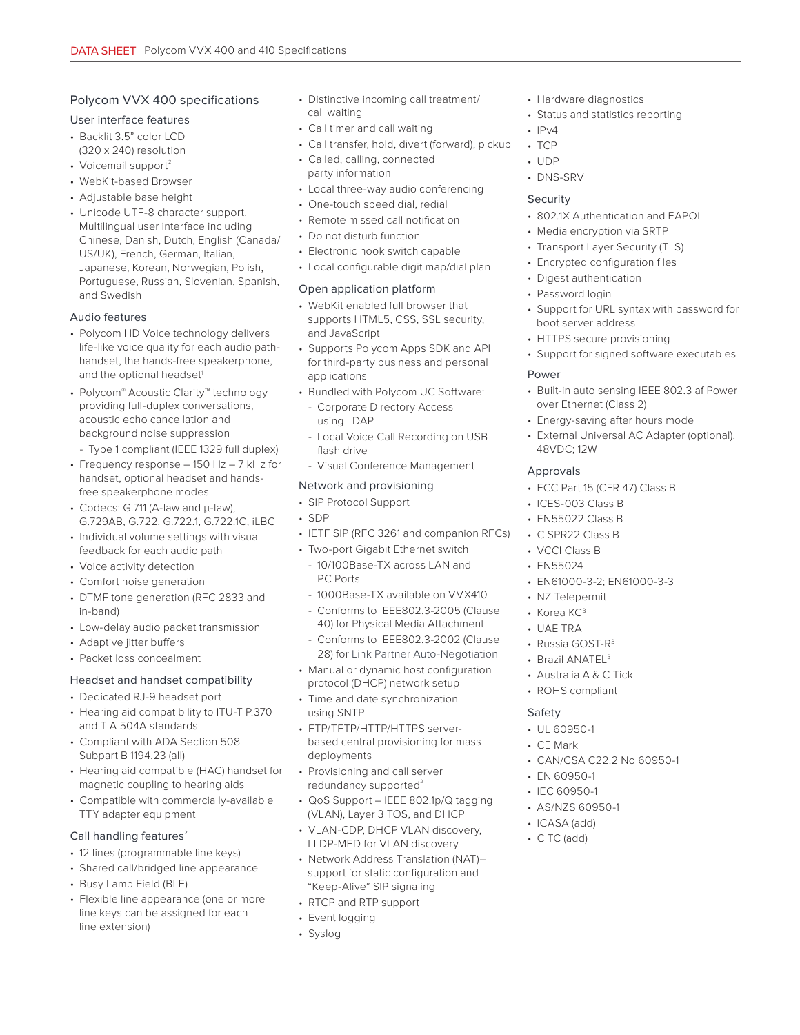## Polycom VVX 400 specifications

### User interface features

- Backlit 3.5” color LCD (320 x 240) resolution
- Voicemail support[2]
- WebKit-based Browser
- Adjustable base height
- Unicode UTF-8 character support. Multilingual user interface including Chinese, Danish, Dutch, English (Canada/US/UK), French, German, Italian, Japanese, Korean, Norwegian, Polish, Portuguese, Russian, Slovenian, Spanish, and Swedish

### Audio features

- Polycom HD Voice technology delivers life-like voice quality for each audio path-handset, the hands-free speakerphone, and the optional headset[1]
- Polycom® Acoustic Clarity™ technology providing full-duplex conversations, acoustic echo cancellation and background noise suppression
  - Type 1 compliant (IEEE 1329 full duplex)
- Frequency response – 150 Hz – 7 kHz for handset, optional headset and hands-free speakerphone modes
- Codecs: G.711 (A-law and μ-law), G.729AB, G.722, G.722.1, G.722.1C, iLBC
- Individual volume settings with visual feedback for each audio path
- Voice activity detection
- Comfort noise generation
- DTMF tone generation (RFC 2833 and in-band)
- Low-delay audio packet transmission
- Adaptive jitter buffers
- Packet loss concealment

### Headset and handset compatibility

- Dedicated RJ-9 headset port
- Hearing aid compatibility to ITU-T P.370 and TIA 504A standards
- Compliant with ADA Section 508 Subpart B 1194.23 (all)
- Hearing aid compatible (HAC) handset for magnetic coupling to hearing aids
- Compatible with commercially-available TTY adapter equipment

### Call handling features[2]

- 12 lines (programmable line keys)
- Shared call/bridged line appearance
- Busy Lamp Field (BLF)
- Flexible line appearance (one or more line keys can be assigned for each line extension)
- Distinctive incoming call treatment/call waiting
- Call timer and call waiting
- Call transfer, hold, divert (forward), pickup
- Called, calling, connected party information
- Local three-way audio conferencing
- One-touch speed dial, redial
- Remote missed call notification
- Do not disturb function
- Electronic hook switch capable
- Local configurable digit map/dial plan

### Open application platform

- WebKit enabled full browser that supports HTML5, CSS, SSL security, and JavaScript
- Supports Polycom Apps SDK and API for third-party business and personal applications
- Bundled with Polycom UC Software:
  - Corporate Directory Access using LDAP
  - Local Voice Call Recording on USB flash drive
  - Visual Conference Management

### Network and provisioning

- SIP Protocol Support
- SDP
- IETF SIP (RFC 3261 and companion RFCs)
- Two-port Gigabit Ethernet switch
  - 10/100Base-TX across LAN and PC Ports
  - 1000Base-TX available on VVX410
  - Conforms to IEEE802.3-2005 (Clause 40) for Physical Media Attachment
  - Conforms to IEEE802.3-2002 (Clause 28) for Link Partner Auto-Negotiation
- Manual or dynamic host configuration protocol (DHCP) network setup
- Time and date synchronization using SNTP
- FTP/TFTP/HTTP/HTTPS server-based central provisioning for mass deployments
- Provisioning and call server redundancy supported[2]
- QoS Support – IEEE 802.1p/Q tagging (VLAN), Layer 3 TOS, and DHCP
- VLAN-CDP, DHCP VLAN discovery, LLDP-MED for VLAN discovery
- Network Address Translation (NAT)–support for static configuration and “Keep-Alive” SIP signaling
- RTCP and RTP support
- Event logging
- Syslog
- Hardware diagnostics
- Status and statistics reporting
- IPv4
- TCP
- UDP
- DNS-SRV

### Security

- 802.1X Authentication and EAPOL
- Media encryption via SRTP
- Transport Layer Security (TLS)
- Encrypted configuration files
- Digest authentication
- Password login
- Support for URL syntax with password for boot server address
- HTTPS secure provisioning
- Support for signed software executables

### Power

- Built-in auto sensing IEEE 802.3 af Power over Ethernet (Class 2)
- Energy-saving after hours mode
- External Universal AC Adapter (optional), 48VDC; 12W

### Approvals

- FCC Part 15 (CFR 47) Class B
- ICES-003 Class B
- EN55022 Class B
- CISPR22 Class B
- VCCI Class B
- EN55024
- EN61000-3-2; EN61000-3-3
- NZ Telepermit
- Korea KC[3]
- UAE TRA
- Russia GOST-R[3]
- Brazil ANATEL[3]
- Australia A & C Tick
- ROHS compliant

### Safety

- UL 60950-1
- CE Mark
- CAN/CSA C22.2 No 60950-1
- EN 60950-1
- IEC 60950-1
- AS/NZS 60950-1
- ICASA (add)
- CITC (add)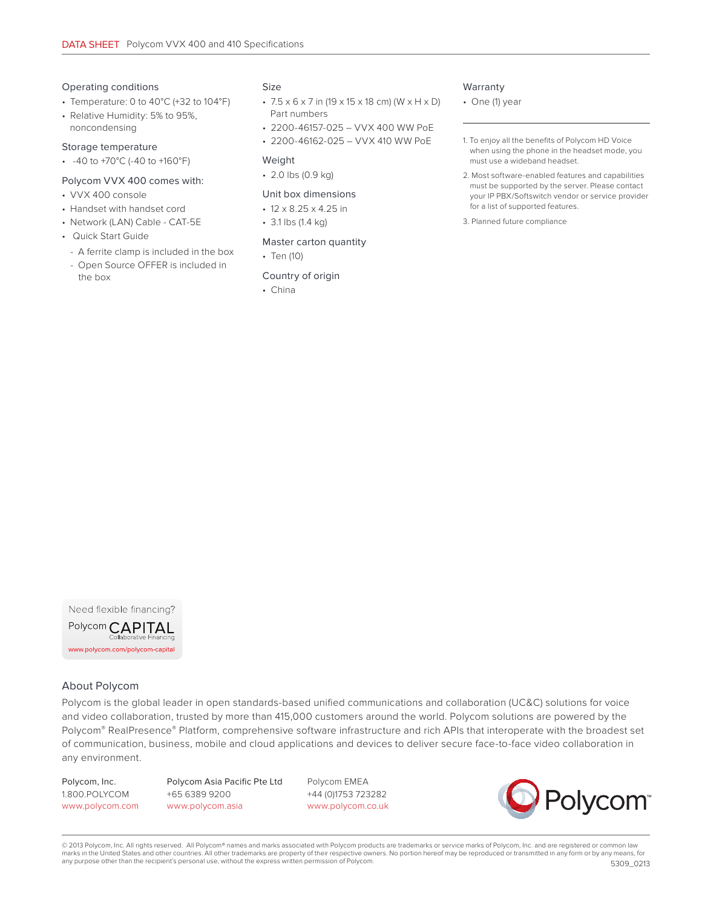### Operating conditions

- Temperature: 0 to 40°C (+32 to 104°F)
- Relative Humidity: 5% to 95%, noncondensing

### Storage temperature

- -40 to +70°C (-40 to +160°F)

### Polycom VVX 400 comes with:

- VVX 400 console
- Handset with handset cord
- Network (LAN) Cable - CAT-5E
- Quick Start Guide
  - A ferrite clamp is included in the box
  - Open Source OFFER is included in the box

### Size

- 7.5 x 6 x 7 in (19 x 15 x 18 cm) (W x H x D)

Part numbers

- 2200-46157-025 – VVX 400 WW PoE
- 2200-46162-025 – VVX 410 WW PoE

### Weight

- 2.0 lbs (0.9 kg)

### Unit box dimensions

- 12 x 8.25 x 4.25 in
- 3.1 lbs (1.4 kg)

### Master carton quantity

- Ten (10)

### Country of origin

- China

### Warranty

- One (1) year

---

1. To enjoy all the benefits of Polycom HD Voice when using the phone in the headset mode, you must use a wideband headset.
2. Most software-enabled features and capabilities must be supported by the server. Please contact your IP PBX/Softswitch vendor or service provider for a list of supported features.
3. Planned future compliance

Need flexible financing?
Polycom CAPITAL
Collaborative Financing
www.polycom.com/polycom-capital

### About Polycom

Polycom is the global leader in open standards-based unified communications and collaboration (UC&C) solutions for voice and video collaboration, trusted by more than 415,000 customers around the world. Polycom solutions are powered by the Polycom® RealPresence® Platform, comprehensive software infrastructure and rich APIs that interoperate with the broadest set of communication, business, mobile and cloud applications and devices to deliver secure face-to-face video collaboration in any environment.

Polycom, Inc.
1.800.POLYCOM
www.polycom.com

Polycom Asia Pacific Pte Ltd
+65 6389 9200
www.polycom.asia

Polycom EMEA
+44 (0)1753 723282
www.polycom.co.uk

Polycom™

© 2013 Polycom, Inc. All rights reserved. All Polycom® names and marks associated with Polycom products are trademarks or service marks of Polycom, Inc. and are registered or common law marks in the United States and other countries. All other trademarks are property of their respective owners. No portion hereof may be reproduced or transmitted in any form or by any means, for any purpose other than the recipient's personal use, without the express written permission of Polycom.

5309_0213